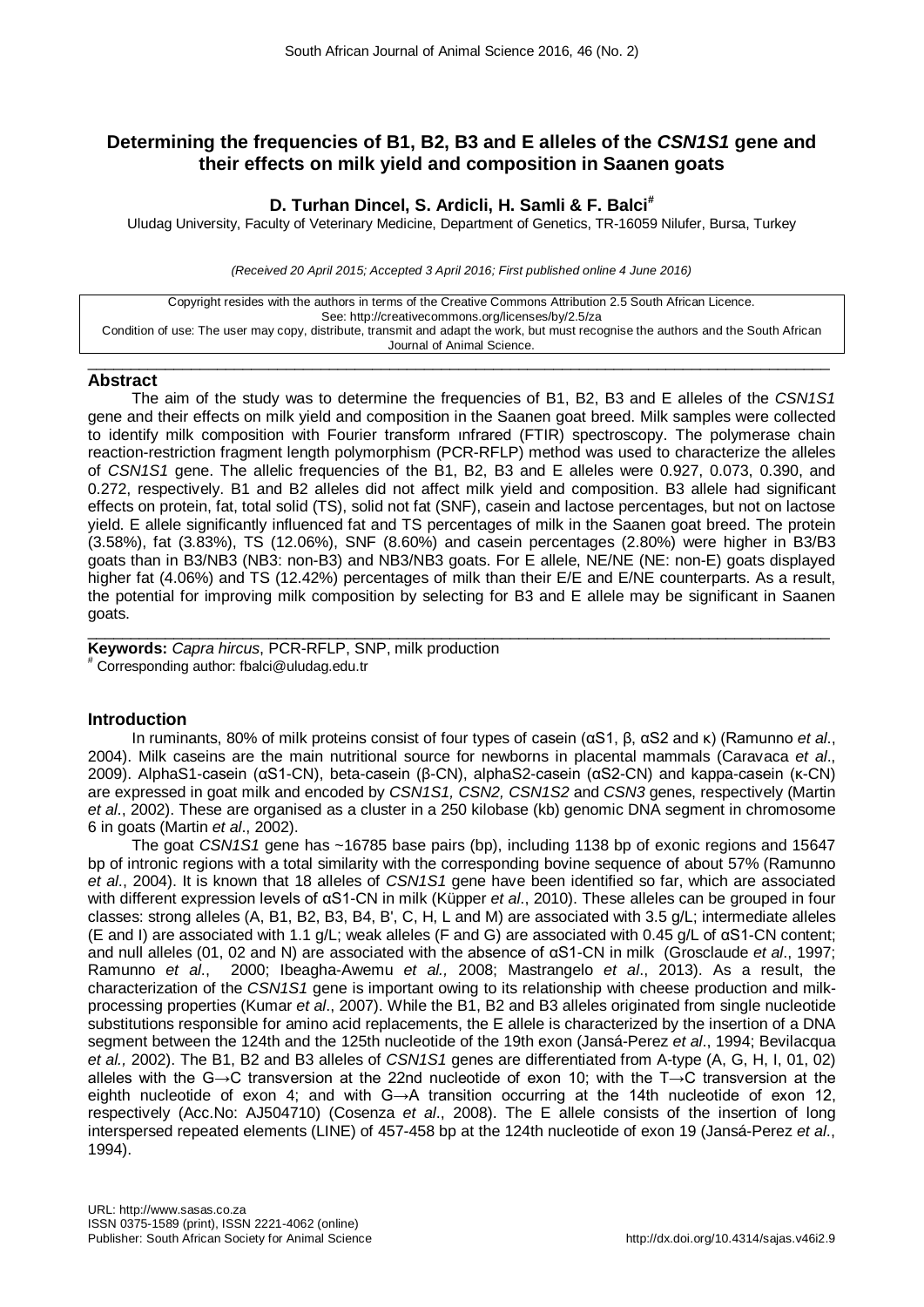# Determining the frequencies of B1, B2, B3 and E alleles of the *CSN1S1* gene and their effects on milk yield and composition in Saanen goats

**D. Turhan Dincel, S. Ardicli, H. Samli & F. Balci[#]**

Uludag University, Faculty of Veterinary Medicine, Department of Genetics, TR-16059 Nilufer, Bursa, Turkey

*(Received 20 April 2015; Accepted 3 April 2016; First published online 4 June 2016)*

Copyright resides with the authors in terms of the Creative Commons Attribution 2.5 South African Licence.
See: http://creativecommons.org/licenses/by/2.5/za
Condition of use: The user may copy, distribute, transmit and adapt the work, but must recognise the authors and the South African Journal of Animal Science.

## Abstract

The aim of the study was to determine the frequencies of B1, B2, B3 and E alleles of the *CSN1S1* gene and their effects on milk yield and composition in the Saanen goat breed. Milk samples were collected to identify milk composition with Fourier transform ınfrared (FTIR) spectroscopy. The polymerase chain reaction-restriction fragment length polymorphism (PCR-RFLP) method was used to characterize the alleles of *CSN1S1* gene. The allelic frequencies of the B1, B2, B3 and E alleles were 0.927, 0.073, 0.390, and 0.272, respectively. B1 and B2 alleles did not affect milk yield and composition. B3 allele had significant effects on protein, fat, total solid (TS), solid not fat (SNF), casein and lactose percentages, but not on lactose yield. E allele significantly influenced fat and TS percentages of milk in the Saanen goat breed. The protein (3.58%), fat (3.83%), TS (12.06%), SNF (8.60%) and casein percentages (2.80%) were higher in B3/B3 goats than in B3/NB3 (NB3: non-B3) and NB3/NB3 goats. For E allele, NE/NE (NE: non-E) goats displayed higher fat (4.06%) and TS (12.42%) percentages of milk than their E/E and E/NE counterparts. As a result, the potential for improving milk composition by selecting for B3 and E allele may be significant in Saanen goats.

**Keywords:** *Capra hircus*, PCR-RFLP, SNP, milk production

[#] Corresponding author: fbalci@uludag.edu.tr

## Introduction

In ruminants, 80% of milk proteins consist of four types of casein (αS1, β, αS2 and κ) (Ramunno *et al*., 2004). Milk caseins are the main nutritional source for newborns in placental mammals (Caravaca *et al*., 2009). AlphaS1-casein (αS1-CN), beta-casein (β-CN), alphaS2-casein (αS2-CN) and kappa-casein (κ-CN) are expressed in goat milk and encoded by *CSN1S1, CSN2, CSN1S2* and *CSN3* genes, respectively (Martin *et al*., 2002). These are organised as a cluster in a 250 kilobase (kb) genomic DNA segment in chromosome 6 in goats (Martin *et al*., 2002).

The goat *CSN1S1* gene has ~16785 base pairs (bp), including 1138 bp of exonic regions and 15647 bp of intronic regions with a total similarity with the corresponding bovine sequence of about 57% (Ramunno *et al*., 2004). It is known that 18 alleles of *CSN1S1* gene have been identified so far, which are associated with different expression levels of αS1-CN in milk (Küpper *et al*., 2010). These alleles can be grouped in four classes: strong alleles (A, B1, B2, B3, B4, B', C, H, L and M) are associated with 3.5 g/L; intermediate alleles (E and I) are associated with 1.1 g/L; weak alleles (F and G) are associated with 0.45 g/L of αS1-CN content; and null alleles (01, 02 and N) are associated with the absence of αS1-CN in milk (Grosclaude *et al*., 1997; Ramunno *et al*., 2000; Ibeagha-Awemu *et al.,* 2008; Mastrangelo *et al*., 2013). As a result, the characterization of the *CSN1S1* gene is important owing to its relationship with cheese production and milk-processing properties (Kumar *et al*., 2007). While the B1, B2 and B3 alleles originated from single nucleotide substitutions responsible for amino acid replacements, the E allele is characterized by the insertion of a DNA segment between the 124th and the 125th nucleotide of the 19th exon (Jansá-Perez *et al*., 1994; Bevilacqua *et al.,* 2002). The B1, B2 and B3 alleles of *CSN1S1* genes are differentiated from A-type (A, G, H, I, 01, 02) alleles with the G→C transversion at the 22nd nucleotide of exon 10; with the T→C transversion at the eighth nucleotide of exon 4; and with G→A transition occurring at the 14th nucleotide of exon 12, respectively (Acc.No: AJ504710) (Cosenza *et al*., 2008). The E allele consists of the insertion of long interspersed repeated elements (LINE) of 457-458 bp at the 124th nucleotide of exon 19 (Jansá-Perez *et al*., 1994).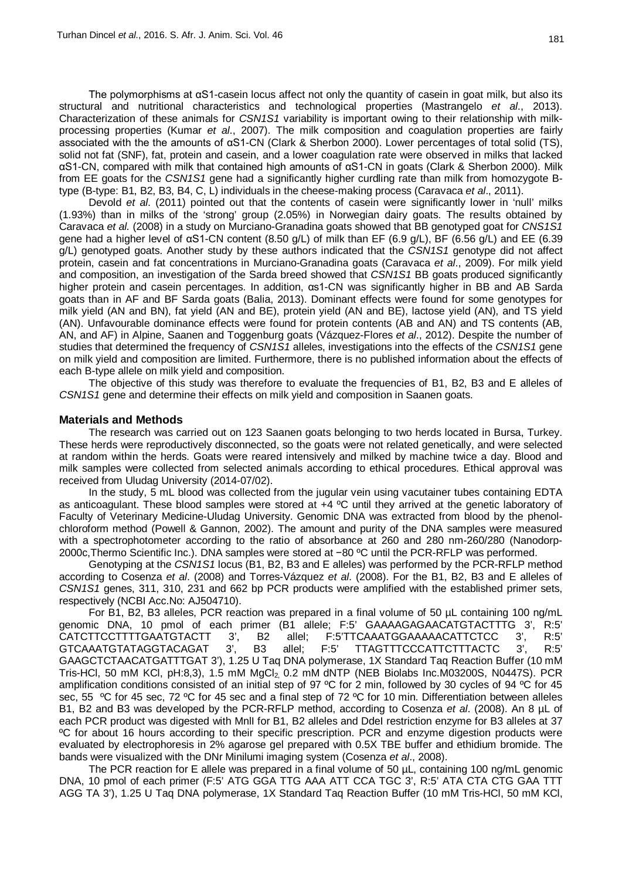The polymorphisms at αS1-casein locus affect not only the quantity of casein in goat milk, but also its structural and nutritional characteristics and technological properties (Mastrangelo *et al*., 2013). Characterization of these animals for *CSN1S1* variability is important owing to their relationship with milk-processing properties (Kumar *et al*., 2007). The milk composition and coagulation properties are fairly associated with the the amounts of αS1-CN (Clark & Sherbon 2000). Lower percentages of total solid (TS), solid not fat (SNF), fat, protein and casein, and a lower coagulation rate were observed in milks that lacked αS1-CN, compared with milk that contained high amounts of αS1-CN in goats (Clark & Sherbon 2000). Milk from EE goats for the *CSN1S1* gene had a significantly higher curdling rate than milk from homozygote B-type (B-type: B1, B2, B3, B4, C, L) individuals in the cheese-making process (Caravaca *et al*., 2011).

Devold *et al*. (2011) pointed out that the contents of casein were significantly lower in 'null' milks (1.93%) than in milks of the 'strong' group (2.05%) in Norwegian dairy goats. The results obtained by Caravaca *et al.* (2008) in a study on Murciano-Granadina goats showed that BB genotyped goat for *CNS1S1* gene had a higher level of αS1-CN content (8.50 g/L) of milk than EF (6.9 g/L), BF (6.56 g/L) and EE (6.39 g/L) genotyped goats. Another study by these authors indicated that the *CSN1S1* genotype did not affect protein, casein and fat concentrations in Murciano-Granadina goats (Caravaca *et al*., 2009). For milk yield and composition, an investigation of the Sarda breed showed that *CSN1S1* BB goats produced significantly higher protein and casein percentages. In addition, αs1-CN was significantly higher in BB and AB Sarda goats than in AF and BF Sarda goats (Balia, 2013). Dominant effects were found for some genotypes for milk yield (AN and BN), fat yield (AN and BE), protein yield (AN and BE), lactose yield (AN), and TS yield (AN). Unfavourable dominance effects were found for protein contents (AB and AN) and TS contents (AB, AN, and AF) in Alpine, Saanen and Toggenburg goats (Vázquez-Flores *et al*., 2012). Despite the number of studies that determined the frequency of *CSN1S1* alleles, investigations into the effects of the *CSN1S1* gene on milk yield and composition are limited. Furthermore, there is no published information about the effects of each B-type allele on milk yield and composition.

The objective of this study was therefore to evaluate the frequencies of B1, B2, B3 and E alleles of *CSN1S1* gene and determine their effects on milk yield and composition in Saanen goats.

## Materials and Methods

The research was carried out on 123 Saanen goats belonging to two herds located in Bursa, Turkey. These herds were reproductively disconnected, so the goats were not related genetically, and were selected at random within the herds. Goats were reared intensively and milked by machine twice a day. Blood and milk samples were collected from selected animals according to ethical procedures. Ethical approval was received from Uludag University (2014-07/02).

In the study, 5 mL blood was collected from the jugular vein using vacutainer tubes containing EDTA as anticoagulant. These blood samples were stored at +4 ºC until they arrived at the genetic laboratory of Faculty of Veterinary Medicine-Uludag University. Genomic DNA was extracted from blood by the phenol-chloroform method (Powell & Gannon, 2002). The amount and purity of the DNA samples were measured with a spectrophotometer according to the ratio of absorbance at 260 and 280 nm-260/280 (Nanodorp-2000c,Thermo Scientific Inc.). DNA samples were stored at −80 ºC until the PCR-RFLP was performed.

Genotyping at the *CSN1S1* locus (B1, B2, B3 and E alleles) was performed by the PCR-RFLP method according to Cosenza *et al*. (2008) and Torres-Vázquez *et al*. (2008). For the B1, B2, B3 and E alleles of *CSN1S1* genes, 311, 310, 231 and 662 bp PCR products were amplified with the established primer sets, respectively (NCBI Acc.No: AJ504710).

For B1, B2, B3 alleles, PCR reaction was prepared in a final volume of 50 µL containing 100 ng/mL genomic DNA, 10 pmol of each primer (B1 allele; F:5' GAAAAGAGAACATGTACTTTG 3', R:5' CATCTTCCTTTTGAATGTACTT 3', B2 allel; F:5'TTCAAATGGAAAAACATTCTCC 3', R:5' GTCAAATGTATAGGTACAGAT 3', B3 allel; F:5' TTAGTTTCCCATTCTTTACTC 3', R:5' GAAGCTCTAACATGATTTGAT 3'), 1.25 U Taq DNA polymerase, 1X Standard Taq Reaction Buffer (10 mM Tris-HCl, 50 mM KCl, pH:8,3), 1.5 mM $MgCl_2$, 0.2 mM dNTP (NEB Biolabs Inc.M03200S, N0447S). PCR amplification conditions consisted of an initial step of 97 ºC for 2 min, followed by 30 cycles of 94 ºC for 45 sec, 55 ºC for 45 sec, 72 ºC for 45 sec and a final step of 72 ºC for 10 min. Differentiation between alleles B1, B2 and B3 was developed by the PCR-RFLP method, according to Cosenza *et al*. (2008). An 8 µL of each PCR product was digested with MnlI for B1, B2 alleles and DdeI restriction enzyme for B3 alleles at 37 ºC for about 16 hours according to their specific prescription. PCR and enzyme digestion products were evaluated by electrophoresis in 2% agarose gel prepared with 0.5X TBE buffer and ethidium bromide. The bands were visualized with the DNr Minilumi imaging system (Cosenza *et al*., 2008).

The PCR reaction for E allele was prepared in a final volume of 50 µL, containing 100 ng/mL genomic DNA, 10 pmol of each primer (F:5' ATG GGA TTG AAA ATT CCA TGC 3', R:5' ATA CTA CTG GAA TTT AGG TA 3'), 1.25 U Taq DNA polymerase, 1X Standard Taq Reaction Buffer (10 mM Tris-HCl, 50 mM KCl,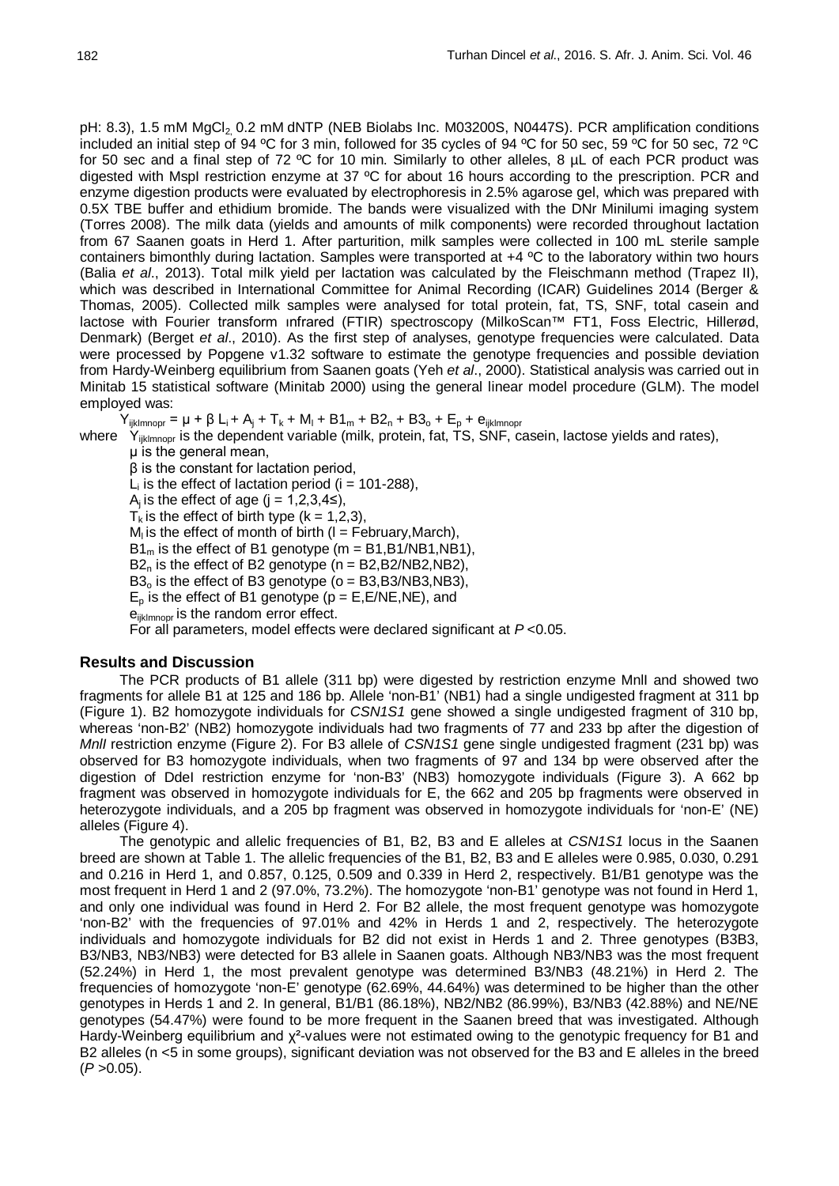pH: 8.3), 1.5 mM $MgCl_2$, 0.2 mM dNTP (NEB Biolabs Inc. M03200S, N0447S). PCR amplification conditions included an initial step of 94 ºC for 3 min, followed for 35 cycles of 94 ºC for 50 sec, 59 ºC for 50 sec, 72 ºC for 50 sec and a final step of 72 ºC for 10 min. Similarly to other alleles, 8 µL of each PCR product was digested with MspI restriction enzyme at 37 ºC for about 16 hours according to the prescription. PCR and enzyme digestion products were evaluated by electrophoresis in 2.5% agarose gel, which was prepared with 0.5X TBE buffer and ethidium bromide. The bands were visualized with the DNr Minilumi imaging system (Torres 2008). The milk data (yields and amounts of milk components) were recorded throughout lactation from 67 Saanen goats in Herd 1. After parturition, milk samples were collected in 100 mL sterile sample containers bimonthly during lactation. Samples were transported at +4 ºC to the laboratory within two hours (Balia *et al*., 2013). Total milk yield per lactation was calculated by the Fleischmann method (Trapez II), which was described in International Committee for Animal Recording (ICAR) Guidelines 2014 (Berger & Thomas, 2005). Collected milk samples were analysed for total protein, fat, TS, SNF, total casein and lactose with Fourier transform ınfrared (FTIR) spectroscopy (MilkoScan™ FT1, Foss Electric, Hillerød, Denmark) (Berget *et al*., 2010). As the first step of analyses, genotype frequencies were calculated. Data were processed by Popgene v1.32 software to estimate the genotype frequencies and possible deviation from Hardy-Weinberg equilibrium from Saanen goats (Yeh *et al*., 2000). Statistical analysis was carried out in Minitab 15 statistical software (Minitab 2000) using the general linear model procedure (GLM). The model employed was:

$$Y_{ijklmnopr} = \mu + \beta L_i + A_j + T_k + M_l + B1_m + B2_n + B3_o + E_p + e_{ijklmnopr}$$

where $Y_{ijklmnopr}$ is the dependent variable (milk, protein, fat, TS, SNF, casein, lactose yields and rates),
$\mu$ is the general mean,
$\beta$ is the constant for lactation period,
$L_i$ is the effect of lactation period (i = 101-288),
$A_j$ is the effect of age (j = 1,2,3,4≤),
$T_k$ is the effect of birth type (k = 1,2,3),
$M_l$ is the effect of month of birth (l = February,March),
$B1_m$ is the effect of B1 genotype (m = B1,B1/NB1,NB1),
$B2_n$ is the effect of B2 genotype (n = B2,B2/NB2,NB2),
$B3_o$ is the effect of B3 genotype (o = B3,B3/NB3,NB3),
$E_p$ is the effect of B1 genotype (p = E,E/NE,NE), and
$e_{ijklmnopr}$ is the random error effect.
For all parameters, model effects were declared significant at $P$ <0.05.

## Results and Discussion

The PCR products of B1 allele (311 bp) were digested by restriction enzyme MnlI and showed two fragments for allele B1 at 125 and 186 bp. Allele 'non-B1' (NB1) had a single undigested fragment at 311 bp (Figure 1). B2 homozygote individuals for *CSN1S1* gene showed a single undigested fragment of 310 bp, whereas 'non-B2' (NB2) homozygote individuals had two fragments of 77 and 233 bp after the digestion of *MnlI* restriction enzyme (Figure 2). For B3 allele of *CSN1S1* gene single undigested fragment (231 bp) was observed for B3 homozygote individuals, when two fragments of 97 and 134 bp were observed after the digestion of DdeI restriction enzyme for 'non-B3' (NB3) homozygote individuals (Figure 3). A 662 bp fragment was observed in homozygote individuals for E, the 662 and 205 bp fragments were observed in heterozygote individuals, and a 205 bp fragment was observed in homozygote individuals for 'non-E' (NE) alleles (Figure 4).

The genotypic and allelic frequencies of B1, B2, B3 and E alleles at *CSN1S1* locus in the Saanen breed are shown at Table 1. The allelic frequencies of the B1, B2, B3 and E alleles were 0.985, 0.030, 0.291 and 0.216 in Herd 1, and 0.857, 0.125, 0.509 and 0.339 in Herd 2, respectively. B1/B1 genotype was the most frequent in Herd 1 and 2 (97.0%, 73.2%). The homozygote 'non-B1' genotype was not found in Herd 1, and only one individual was found in Herd 2. For B2 allele, the most frequent genotype was homozygote 'non-B2' with the frequencies of 97.01% and 42% in Herds 1 and 2, respectively. The heterozygote individuals and homozygote individuals for B2 did not exist in Herds 1 and 2. Three genotypes (B3B3, B3/NB3, NB3/NB3) were detected for B3 allele in Saanen goats. Although NB3/NB3 was the most frequent (52.24%) in Herd 1, the most prevalent genotype was determined B3/NB3 (48.21%) in Herd 2. The frequencies of homozygote 'non-E' genotype (62.69%, 44.64%) was determined to be higher than the other genotypes in Herds 1 and 2. In general, B1/B1 (86.18%), NB2/NB2 (86.99%), B3/NB3 (42.88%) and NE/NE genotypes (54.47%) were found to be more frequent in the Saanen breed that was investigated. Although Hardy-Weinberg equilibrium and $\chi^2$-values were not estimated owing to the genotypic frequency for B1 and B2 alleles (n <5 in some groups), significant deviation was not observed for the B3 and E alleles in the breed ($P$ >0.05).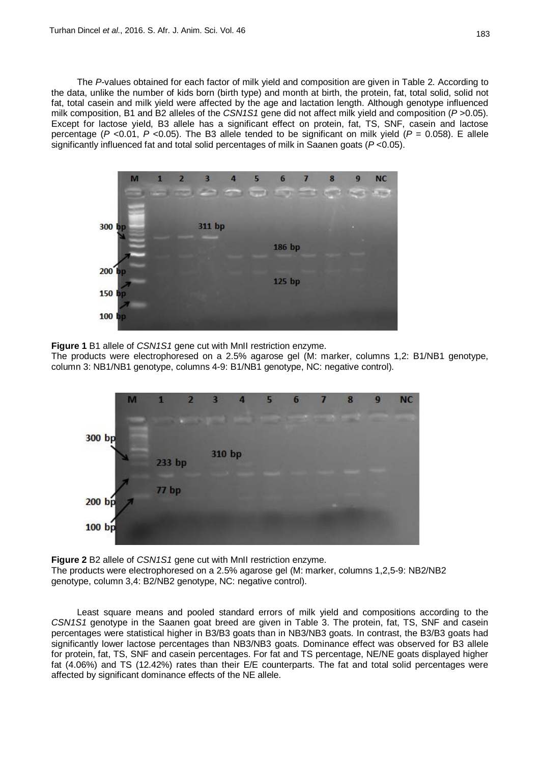The *P*-values obtained for each factor of milk yield and composition are given in Table 2. According to the data, unlike the number of kids born (birth type) and month at birth, the protein, fat, total solid, solid not fat, total casein and milk yield were affected by the age and lactation length. Although genotype influenced milk composition, B1 and B2 alleles of the *CSN1S1* gene did not affect milk yield and composition ($P$ >0.05). Except for lactose yield, B3 allele has a significant effect on protein, fat, TS, SNF, casein and lactose percentage ($P$ <0.01, $P$ <0.05). The B3 allele tended to be significant on milk yield ($P$ = 0.058). E allele significantly influenced fat and total solid percentages of milk in Saanen goats ($P$ <0.05).

**Figure 1** B1 allele of *CSN1S1* gene cut with MnII restriction enzyme.
The products were electrophoresed on a 2.5% agarose gel (M: marker, columns 1,2: B1/NB1 genotype, column 3: NB1/NB1 genotype, columns 4-9: B1/NB1 genotype, NC: negative control).

**Figure 2** B2 allele of *CSN1S1* gene cut with MnII restriction enzyme.
The products were electrophoresed on a 2.5% agarose gel (M: marker, columns 1,2,5-9: NB2/NB2 genotype, column 3,4: B2/NB2 genotype, NC: negative control).

Least square means and pooled standard errors of milk yield and compositions according to the *CSN1S1* genotype in the Saanen goat breed are given in Table 3. The protein, fat, TS, SNF and casein percentages were statistical higher in B3/B3 goats than in NB3/NB3 goats. In contrast, the B3/B3 goats had significantly lower lactose percentages than NB3/NB3 goats. Dominance effect was observed for B3 allele for protein, fat, TS, SNF and casein percentages. For fat and TS percentage, NE/NE goats displayed higher fat (4.06%) and TS (12.42%) rates than their E/E counterparts. The fat and total solid percentages were affected by significant dominance effects of the NE allele.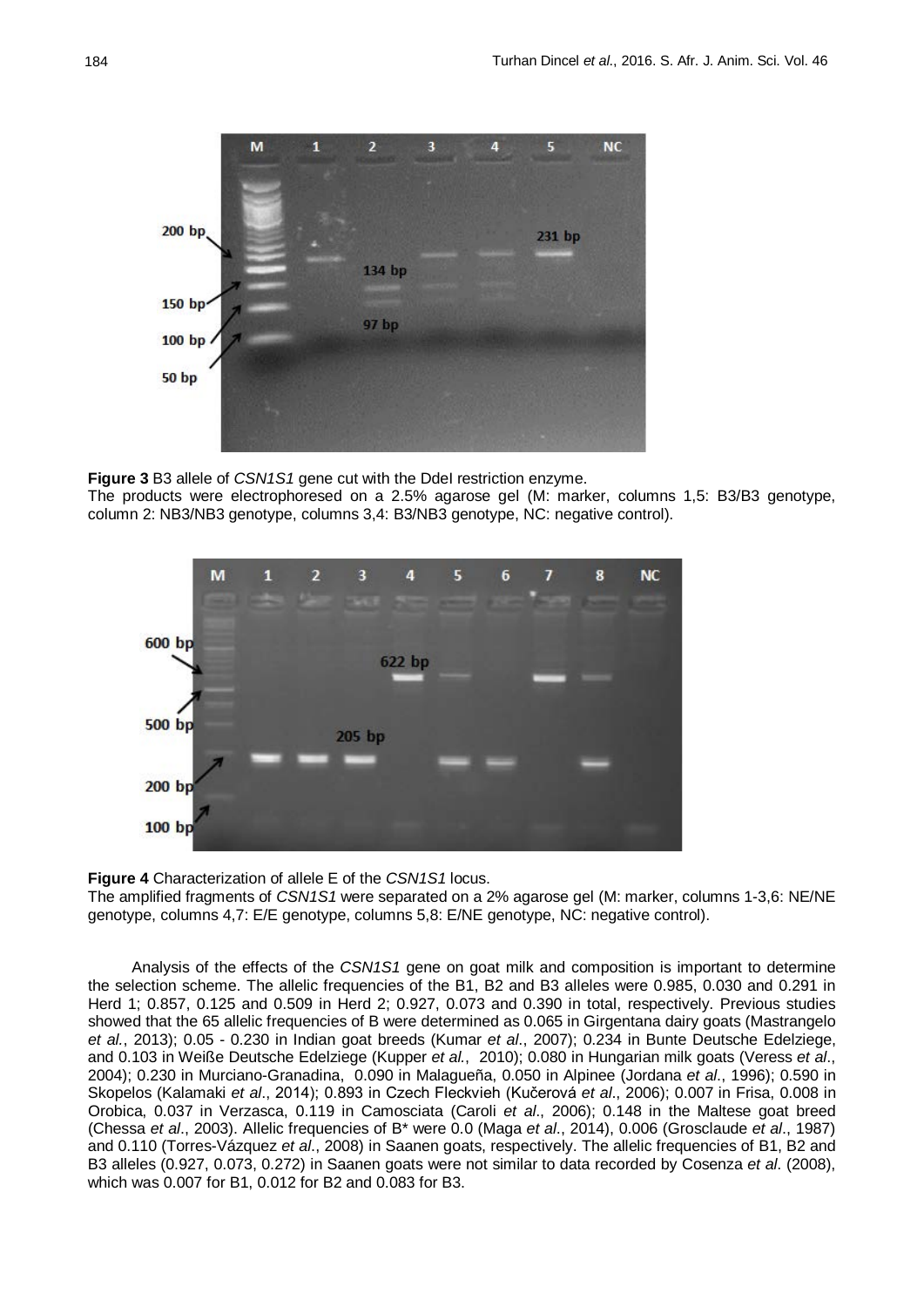**Figure 3** B3 allele of *CSN1S1* gene cut with the DdeI restriction enzyme.
The products were electrophoresed on a 2.5% agarose gel (M: marker, columns 1,5: B3/B3 genotype, column 2: NB3/NB3 genotype, columns 3,4: B3/NB3 genotype, NC: negative control).

**Figure 4** Characterization of allele E of the *CSN1S1* locus.
The amplified fragments of *CSN1S1* were separated on a 2% agarose gel (M: marker, columns 1-3,6: NE/NE genotype, columns 4,7: E/E genotype, columns 5,8: E/NE genotype, NC: negative control).

Analysis of the effects of the *CSN1S1* gene on goat milk and composition is important to determine the selection scheme. The allelic frequencies of the B1, B2 and B3 alleles were 0.985, 0.030 and 0.291 in Herd 1; 0.857, 0.125 and 0.509 in Herd 2; 0.927, 0.073 and 0.390 in total, respectively. Previous studies showed that the 65 allelic frequencies of B were determined as 0.065 in Girgentana dairy goats (Mastrangelo *et al*., 2013); 0.05 - 0.230 in Indian goat breeds (Kumar *et al*., 2007); 0.234 in Bunte Deutsche Edelziege, and 0.103 in Weiße Deutsche Edelziege (Kupper *et al.*, 2010); 0.080 in Hungarian milk goats (Veress *et al*., 2004); 0.230 in Murciano-Granadina, 0.090 in Malagueña, 0.050 in Alpinee (Jordana *et al*., 1996); 0.590 in Skopelos (Kalamaki *et al*., 2014); 0.893 in Czech Fleckvieh (Kučerová *et al*., 2006); 0.007 in Frisa, 0.008 in Orobica, 0.037 in Verzasca, 0.119 in Camosciata (Caroli *et al*., 2006); 0.148 in the Maltese goat breed (Chessa *et al*., 2003). Allelic frequencies of B* were 0.0 (Maga *et al*., 2014), 0.006 (Grosclaude *et al*., 1987) and 0.110 (Torres-Vázquez *et al*., 2008) in Saanen goats, respectively. The allelic frequencies of B1, B2 and B3 alleles (0.927, 0.073, 0.272) in Saanen goats were not similar to data recorded by Cosenza *et al*. (2008), which was 0.007 for B1, 0.012 for B2 and 0.083 for B3.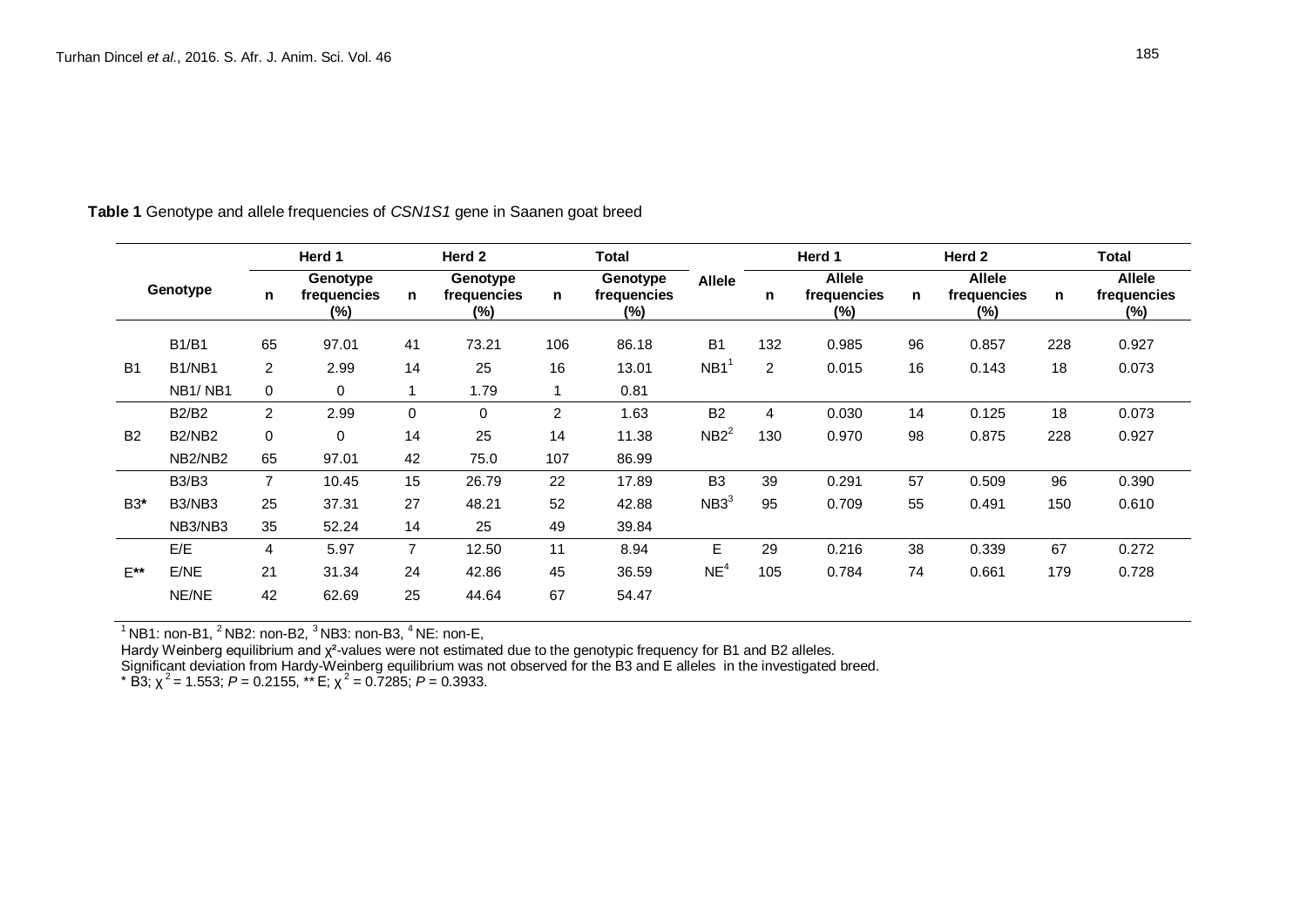**Table 1** Genotype and allele frequencies of *CSN1S1* gene in Saanen goat breed

| Genotype | | Herd 1 | | Herd 2 | | Total | | Allele | Herd 1 | | Herd 2 | | Total | |
|---|---|---|---|---|---|---|---|---|---|---|---|---|---|---|
| | | n | Genotype frequencies (%) | n | Genotype frequencies (%) | n | Genotype frequencies (%) | | n | Allele frequencies (%) | n | Allele frequencies (%) | n | Allele frequencies (%) |
| B1 | B1/B1 | 65 | 97.01 | 41 | 73.21 | 106 | 86.18 | B1 | 132 | 0.985 | 96 | 0.857 | 228 | 0.927 |
| | B1/NB1 | 2 | 2.99 | 14 | 25 | 16 | 13.01 | NB1[1] | 2 | 0.015 | 16 | 0.143 | 18 | 0.073 |
| | NB1/ NB1 | 0 | 0 | 1 | 1.79 | 1 | 0.81 | | | | | | | |
| B2 | B2/B2 | 2 | 2.99 | 0 | 0 | 2 | 1.63 | B2 | 4 | 0.030 | 14 | 0.125 | 18 | 0.073 |
| | B2/NB2 | 0 | 0 | 14 | 25 | 14 | 11.38 | NB2[2] | 130 | 0.970 | 98 | 0.875 | 228 | 0.927 |
| | NB2/NB2 | 65 | 97.01 | 42 | 75.0 | 107 | 86.99 | | | | | | | |
| B3* | B3/B3 | 7 | 10.45 | 15 | 26.79 | 22 | 17.89 | B3 | 39 | 0.291 | 57 | 0.509 | 96 | 0.390 |
| | B3/NB3 | 25 | 37.31 | 27 | 48.21 | 52 | 42.88 | NB3[3] | 95 | 0.709 | 55 | 0.491 | 150 | 0.610 |
| | NB3/NB3 | 35 | 52.24 | 14 | 25 | 49 | 39.84 | | | | | | | |
| E** | E/E | 4 | 5.97 | 7 | 12.50 | 11 | 8.94 | E | 29 | 0.216 | 38 | 0.339 | 67 | 0.272 |
| | E/NE | 21 | 31.34 | 24 | 42.86 | 45 | 36.59 | NE[4] | 105 | 0.784 | 74 | 0.661 | 179 | 0.728 |
| | NE/NE | 42 | 62.69 | 25 | 44.64 | 67 | 54.47 | | | | | | | |

[1] NB1: non-B1, [2] NB2: non-B2, [3] NB3: non-B3, [4] NE: non-E,
Hardy Weinberg equilibrium and $\chi^2$-values were not estimated due to the genotypic frequency for B1 and B2 alleles.
Significant deviation from Hardy-Weinberg equilibrium was not observed for the B3 and E alleles in the investigated breed.
\* B3; $\chi^2 = 1.553$; $P = 0.2155$, \*\* E; $\chi^2 = 0.7285$; $P = 0.3933$.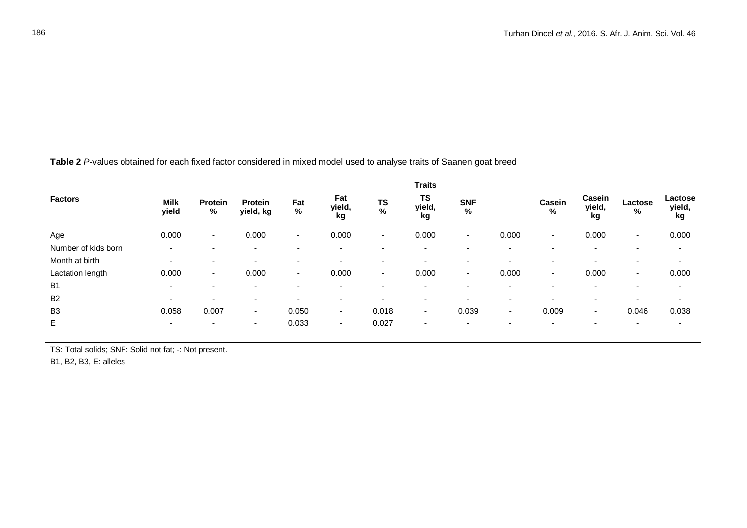**Table 2** *P*-values obtained for each fixed factor considered in mixed model used to analyse traits of Saanen goat breed

| Factors | Traits | | | | | | | | | | | | |
|---|---|---|---|---|---|---|---|---|---|---|---|---|---|
| | Milk yield | Protein % | Protein yield, kg | Fat % | Fat yield, kg | TS % | TS yield, kg | SNF % | | Casein % | Casein yield, kg | Lactose % | Lactose yield, kg |
| Age | 0.000 | - | 0.000 | - | 0.000 | - | 0.000 | - | 0.000 | - | 0.000 | - | 0.000 |
| Number of kids born | - | - | - | - | - | - | - | - | - | - | - | - | - |
| Month at birth | - | - | - | - | - | - | - | - | - | - | - | - | - |
| Lactation length | 0.000 | - | 0.000 | - | 0.000 | - | 0.000 | - | 0.000 | - | 0.000 | - | 0.000 |
| B1 | - | - | - | - | - | - | - | - | - | - | - | - | - |
| B2 | - | - | - | - | - | - | - | - | - | - | - | - | - |
| B3 | 0.058 | 0.007 | - | 0.050 | - | 0.018 | - | 0.039 | - | 0.009 | - | 0.046 | 0.038 |
| E | - | - | - | 0.033 | - | 0.027 | - | - | - | - | - | - | - |

TS: Total solids; SNF: Solid not fat; -: Not present.

B1, B2, B3, E: alleles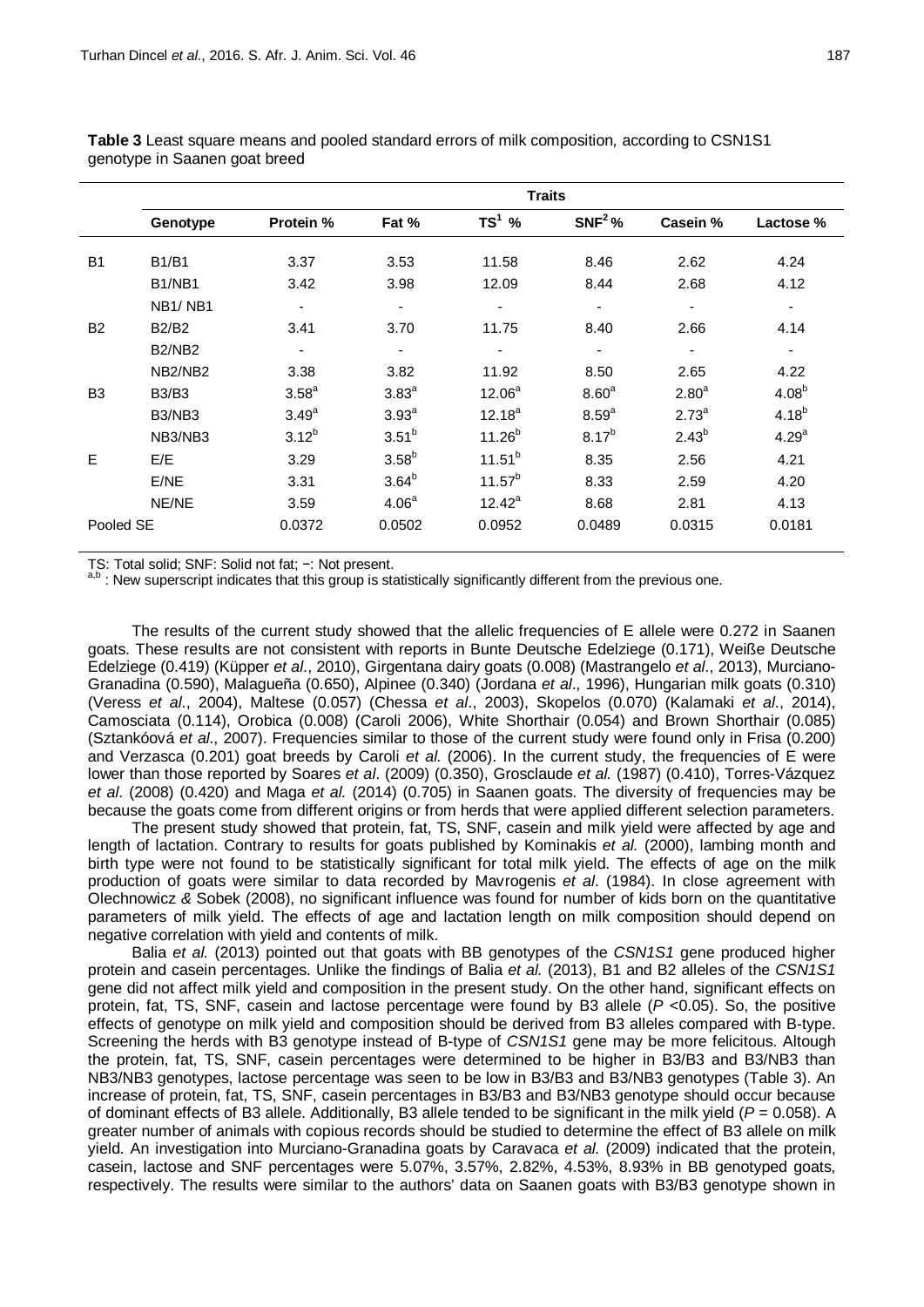**Table 3** Least square means and pooled standard errors of milk composition, according to CSN1S1 genotype in Saanen goat breed

| | | Traits | | | | | |
|---|---|---|---|---|---|---|---|
| | Genotype | Protein % | Fat % | TS[1] % | SNF[2] % | Casein % | Lactose % |
| B1 | B1/B1 | 3.37 | 3.53 | 11.58 | 8.46 | 2.62 | 4.24 |
| | B1/NB1 | 3.42 | 3.98 | 12.09 | 8.44 | 2.68 | 4.12 |
| | NB1/ NB1 | - | - | - | - | - | - |
| B2 | B2/B2 | 3.41 | 3.70 | 11.75 | 8.40 | 2.66 | 4.14 |
| | B2/NB2 | - | - | - | - | - | - |
| | NB2/NB2 | 3.38 | 3.82 | 11.92 | 8.50 | 2.65 | 4.22 |
| B3 | B3/B3 | $3.58^a$ | $3.83^a$ | $12.06^a$ | $8.60^a$ | $2.80^a$ | $4.08^b$ |
| | B3/NB3 | $3.49^a$ | $3.93^a$ | $12.18^a$ | $8.59^a$ | $2.73^a$ | $4.18^b$ |
| | NB3/NB3 | $3.12^b$ | $3.51^b$ | $11.26^b$ | $8.17^b$ | $2.43^b$ | $4.29^a$ |
| E | E/E | 3.29 | $3.58^b$ | $11.51^b$ | 8.35 | 2.56 | 4.21 |
| | E/NE | 3.31 | $3.64^b$ | $11.57^b$ | 8.33 | 2.59 | 4.20 |
| | NE/NE | 3.59 | $4.06^a$ | $12.42^a$ | 8.68 | 2.81 | 4.13 |
| Pooled SE | | 0.0372 | 0.0502 | 0.0952 | 0.0489 | 0.0315 | 0.0181 |

TS: Total solid; SNF: Solid not fat; −: Not present.
a,b : New superscript indicates that this group is statistically significantly different from the previous one.

The results of the current study showed that the allelic frequencies of E allele were 0.272 in Saanen goats. These results are not consistent with reports in Bunte Deutsche Edelziege (0.171), Weiße Deutsche Edelziege (0.419) (Küpper *et al*., 2010), Girgentana dairy goats (0.008) (Mastrangelo *et al*., 2013), Murciano-Granadina (0.590), Malagueña (0.650), Alpinee (0.340) (Jordana *et al*., 1996), Hungarian milk goats (0.310) (Veress *et al*., 2004), Maltese (0.057) (Chessa *et al*., 2003), Skopelos (0.070) (Kalamaki *et al*., 2014), Camosciata (0.114), Orobica (0.008) (Caroli 2006), White Shorthair (0.054) and Brown Shorthair (0.085) (Sztankóová *et al*., 2007). Frequencies similar to those of the current study were found only in Frisa (0.200) and Verzasca (0.201) goat breeds by Caroli *et al.* (2006). In the current study, the frequencies of E were lower than those reported by Soares *et al*. (2009) (0.350), Grosclaude *et al.* (1987) (0.410), Torres-Vázquez *et al*. (2008) (0.420) and Maga *et al.* (2014) (0.705) in Saanen goats. The diversity of frequencies may be because the goats come from different origins or from herds that were applied different selection parameters.

The present study showed that protein, fat, TS, SNF, casein and milk yield were affected by age and length of lactation. Contrary to results for goats published by Kominakis *et al.* (2000), lambing month and birth type were not found to be statistically significant for total milk yield. The effects of age on the milk production of goats were similar to data recorded by Mavrogenis *et al*. (1984). In close agreement with Olechnowicz *&* Sobek (2008), no significant influence was found for number of kids born on the quantitative parameters of milk yield. The effects of age and lactation length on milk composition should depend on negative correlation with yield and contents of milk.

Balia *et al.* (2013) pointed out that goats with BB genotypes of the *CSN1S1* gene produced higher protein and casein percentages. Unlike the findings of Balia *et al.* (2013), B1 and B2 alleles of the *CSN1S1* gene did not affect milk yield and composition in the present study. On the other hand, significant effects on protein, fat, TS, SNF, casein and lactose percentage were found by B3 allele ($P$ <0.05). So, the positive effects of genotype on milk yield and composition should be derived from B3 alleles compared with B-type. Screening the herds with B3 genotype instead of B-type of *CSN1S1* gene may be more felicitous. Altough the protein, fat, TS, SNF, casein percentages were determined to be higher in B3/B3 and B3/NB3 than NB3/NB3 genotypes, lactose percentage was seen to be low in B3/B3 and B3/NB3 genotypes (Table 3). An increase of protein, fat, TS, SNF, casein percentages in B3/B3 and B3/NB3 genotype should occur because of dominant effects of B3 allele. Additionally, B3 allele tended to be significant in the milk yield ($P$ = 0.058). A greater number of animals with copious records should be studied to determine the effect of B3 allele on milk yield. An investigation into Murciano-Granadina goats by Caravaca *et al.* (2009) indicated that the protein, casein, lactose and SNF percentages were 5.07%, 3.57%, 2.82%, 4.53%, 8.93% in BB genotyped goats, respectively. The results were similar to the authors' data on Saanen goats with B3/B3 genotype shown in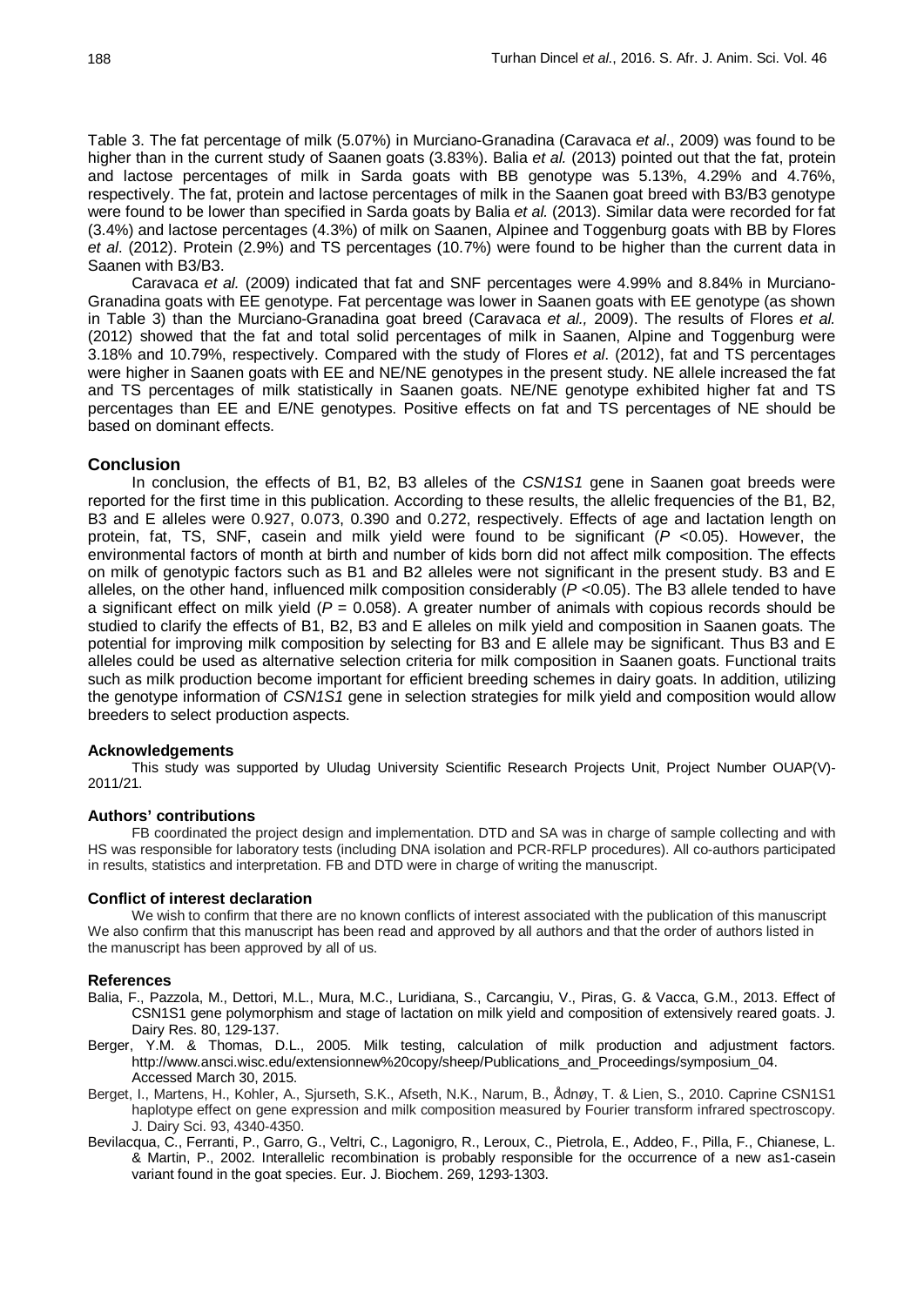Table 3. The fat percentage of milk (5.07%) in Murciano-Granadina (Caravaca *et al*., 2009) was found to be higher than in the current study of Saanen goats (3.83%). Balia *et al.* (2013) pointed out that the fat, protein and lactose percentages of milk in Sarda goats with BB genotype was 5.13%, 4.29% and 4.76%, respectively. The fat, protein and lactose percentages of milk in the Saanen goat breed with B3/B3 genotype were found to be lower than specified in Sarda goats by Balia *et al.* (2013). Similar data were recorded for fat (3.4%) and lactose percentages (4.3%) of milk on Saanen, Alpinee and Toggenburg goats with BB by Flores *et al*. (2012). Protein (2.9%) and TS percentages (10.7%) were found to be higher than the current data in Saanen with B3/B3.

Caravaca *et al.* (2009) indicated that fat and SNF percentages were 4.99% and 8.84% in Murciano-Granadina goats with EE genotype. Fat percentage was lower in Saanen goats with EE genotype (as shown in Table 3) than the Murciano-Granadina goat breed (Caravaca *et al.,* 2009). The results of Flores *et al.* (2012) showed that the fat and total solid percentages of milk in Saanen, Alpine and Toggenburg were 3.18% and 10.79%, respectively. Compared with the study of Flores *et al*. (2012), fat and TS percentages were higher in Saanen goats with EE and NE/NE genotypes in the present study. NE allele increased the fat and TS percentages of milk statistically in Saanen goats. NE/NE genotype exhibited higher fat and TS percentages than EE and E/NE genotypes. Positive effects on fat and TS percentages of NE should be based on dominant effects.

## Conclusion

In conclusion, the effects of B1, B2, B3 alleles of the *CSN1S1* gene in Saanen goat breeds were reported for the first time in this publication. According to these results, the allelic frequencies of the B1, B2, B3 and E alleles were 0.927, 0.073, 0.390 and 0.272, respectively. Effects of age and lactation length on protein, fat, TS, SNF, casein and milk yield were found to be significant ($P$ <0.05). However, the environmental factors of month at birth and number of kids born did not affect milk composition. The effects on milk of genotypic factors such as B1 and B2 alleles were not significant in the present study. B3 and E alleles, on the other hand, influenced milk composition considerably ($P$ <0.05). The B3 allele tended to have a significant effect on milk yield ($P$ = 0.058). A greater number of animals with copious records should be studied to clarify the effects of B1, B2, B3 and E alleles on milk yield and composition in Saanen goats. The potential for improving milk composition by selecting for B3 and E allele may be significant. Thus B3 and E alleles could be used as alternative selection criteria for milk composition in Saanen goats. Functional traits such as milk production become important for efficient breeding schemes in dairy goats. In addition, utilizing the genotype information of *CSN1S1* gene in selection strategies for milk yield and composition would allow breeders to select production aspects.

### Acknowledgements

This study was supported by Uludag University Scientific Research Projects Unit, Project Number OUAP(V)-2011/21.

### Authors' contributions

FB coordinated the project design and implementation. DTD and SA was in charge of sample collecting and with HS was responsible for laboratory tests (including DNA isolation and PCR-RFLP procedures). All co-authors participated in results, statistics and interpretation. FB and DTD were in charge of writing the manuscript.

### Conflict of interest declaration

We wish to confirm that there are no known conflicts of interest associated with the publication of this manuscript We also confirm that this manuscript has been read and approved by all authors and that the order of authors listed in the manuscript has been approved by all of us.

### References

Balia, F., Pazzola, M., Dettori, M.L., Mura, M.C., Luridiana, S., Carcangiu, V., Piras, G. & Vacca, G.M., 2013. Effect of CSN1S1 gene polymorphism and stage of lactation on milk yield and composition of extensively reared goats. J. Dairy Res. 80, 129-137.

Berger, Y.M. & Thomas, D.L., 2005. Milk testing, calculation of milk production and adjustment factors. http://www.ansci.wisc.edu/extensionnew%20copy/sheep/Publications_and_Proceedings/symposium_04. Accessed March 30, 2015.

Berget, I., Martens, H., Kohler, A., Sjurseth, S.K., Afseth, N.K., Narum, B., Ådnøy, T. & Lien, S., 2010. Caprine CSN1S1 haplotype effect on gene expression and milk composition measured by Fourier transform infrared spectroscopy. J. Dairy Sci. 93, 4340-4350.

Bevilacqua, C., Ferranti, P., Garro, G., Veltri, C., Lagonigro, R., Leroux, C., Pietrola, E., Addeo, F., Pilla, F., Chianese, L. & Martin, P., 2002. Interallelic recombination is probably responsible for the occurrence of a new as1-casein variant found in the goat species. Eur. J. Biochem. 269, 1293-1303.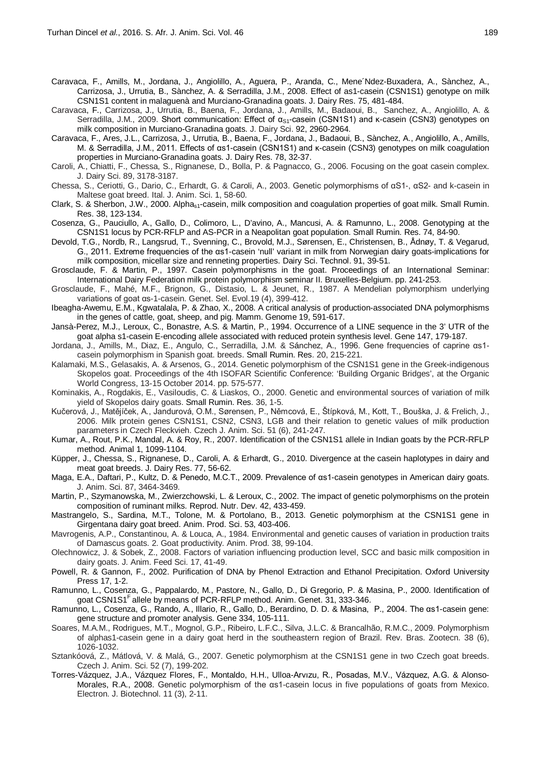Caravaca, F., Amills, M., Jordana, J., Angiolillo, A., Aguera, P., Aranda, C., Mene´Ndez-Buxadera, A., Sànchez, A., Carrizosa, J., Urrutia, B., Sànchez, A. & Serradilla, J.M., 2008. Effect of as1-casein (CSN1S1) genotype on milk CSN1S1 content in malaguenà and Murciano-Granadina goats. J. Dairy Res. 75, 481-484.

Caravaca, F., Carrizosa, J., Urrutia, B., Baena, F., Jordana, J., Amills, M., Badaoui, B., Sanchez, A., Angiolillo, A. & Serradilla, J.M., 2009. Short communication: Effect of $\alpha_{S1}$-casein (CSN1S1) and κ-casein (CSN3) genotypes on milk composition in Murciano-Granadina goats. J. Dairy Sci. 92, 2960-2964.

Caravaca, F., Ares, J.L., Carrizosa, J., Urrutia, B., Baena, F., Jordana, J., Badaoui, B., Sànchez, A., Angiolillo, A., Amills, M. & Serradilla, J.M., 2011. Effects of αs1-casein (CSN1S1) and κ-casein (CSN3) genotypes on milk coagulation properties in Murciano-Granadina goats. J. Dairy Res. 78, 32-37.

Caroli, A., Chiatti, F., Chessa, S., Rignanese, D., Bolla, P. & Pagnacco, G., 2006. Focusing on the goat casein complex. J. Dairy Sci. 89, 3178-3187.

Chessa, S., Ceriotti, G., Dario, C., Erhardt, G. & Caroli, A., 2003. Genetic polymorphisms of αS1-, αS2- and k-casein in Maltese goat breed. Ital. J. Anim. Sci. 1, 58-60.

Clark, S. & Sherbon, J.W., 2000. $Alpha_{s1}$-casein, milk composition and coagulation properties of goat milk. Small Rumin. Res. 38, 123-134.

Cosenza, G., Pauciullo, A., Gallo, D., Colimoro, L., D'avino, A., Mancusi, A. & Ramunno, L., 2008. Genotyping at the CSN1S1 locus by PCR-RFLP and AS-PCR in a Neapolitan goat population. Small Rumin. Res. 74, 84-90.

Devold, T.G., Nordb, R., Langsrud, T., Svenning, C., Brovold, M.J., Sørensen, E., Christensen, B., Ådnøy, T. & Vegarud, G., 2011. Extreme frequencies of the αs1-casein 'null' variant in milk from Norwegian dairy goats-implications for milk composition, micellar size and renneting properties. Dairy Sci. Technol. 91, 39-51.

Grosclaude, F. & Martin, P., 1997. Casein polymorphisms in the goat. Proceedings of an International Seminar: International Dairy Federation milk protein polymorphism seminar II. Bruxelles-Belgium. pp. 241-253.

Grosclaude, F., Mahé, M.F., Brignon, G., Distasio, L. & Jeunet, R., 1987. A Mendelian polymorphism underlying variations of goat αs-1-casein. Genet. Sel. Evol.19 (4), 399-412.

Ibeagha-Awemu, E.M., Kgwatalala, P. & Zhao, X., 2008. A critical analysis of production-associated DNA polymorphisms in the genes of cattle, goat, sheep, and pig. Mamm. Genome 19, 591-617.

Jansà-Perez, M.J., Leroux, C., Bonastre, A.S. & Martin, P., 1994. Occurrence of a LINE sequence in the 3' UTR of the goat alpha s1-casein E-encoding allele associated with reduced protein synthesis level. Gene 147, 179-187.

Jordana, J., Amills, M., Diaz, E., Angulo, C., Serradilla, J.M. & Sánchez, A., 1996. Gene frequencies of caprine αs1-casein polymorphism in Spanish goat. breeds. Small Rumin. Res. 20, 215-221.

Kalamaki, M.S., Gelasakis, A. & Arsenos, G., 2014. Genetic polymorphism of the CSN1S1 gene in the Greek-indigenous Skopelos goat. Proceedings of the 4th ISOFAR Scientific Conference: 'Building Organic Bridges', at the Organic World Congress, 13-15 October 2014. pp. 575-577.

Kominakis, A., Rogdakis, E., Vasiloudis, C. & Liaskos, O., 2000. Genetic and environmental sources of variation of milk yield of Skopelos dairy goats. Small Rumin. Res. 36, 1-5.

Kučerová, J., Matějíček, A., Jandurová, O.M., Sørensen, P., Němcová, E., Štípková, M., Kott, T., Bouška, J. & Frelich, J., 2006. Milk protein genes CSN1S1, CSN2, CSN3, LGB and their relation to genetic values of milk production parameters in Czech Fleckvieh. Czech J. Anim. Sci. 51 (6), 241-247.

Kumar, A., Rout, P.K., Mandal, A. & Roy, R., 2007. Identification of the CSN1S1 allele in Indian goats by the PCR-RFLP method. Animal 1, 1099-1104.

Küpper, J., Chessa, S., Rignanese, D., Caroli, A. & Erhardt, G., 2010. Divergence at the casein haplotypes in dairy and meat goat breeds. J. Dairy Res. 77, 56-62.

Maga, E.A., Daftari, P., Kultz, D. & Penedo, M.C.T., 2009. Prevalence of αs1-casein genotypes in American dairy goats. J. Anim. Sci. 87, 3464-3469.

Martin, P., Szymanowska, M., Zwierzchowski, L. & Leroux, C., 2002. The impact of genetic polymorphisms on the protein composition of ruminant milks. Reprod. Nutr. Dev. 42, 433-459.

Mastrangelo, S., Sardina, M.T., Tolone, M. & Portolano, B., 2013. Genetic polymorphism at the CSN1S1 gene in Girgentana dairy goat breed. Anim. Prod. Sci. 53, 403-406.

Mavrogenis, A.P., Constantinou, A. & Louca, A., 1984. Environmental and genetic causes of variation in production traits of Damascus goats. 2. Goat productivity. Anim. Prod. 38, 99-104.

Olechnowicz, J. & Sobek, Z., 2008. Factors of variation influencing production level, SCC and basic milk composition in dairy goats. J. Anim. Feed Sci. 17, 41-49.

Powell, R. & Gannon, F., 2002. Purification of DNA by Phenol Extraction and Ethanol Precipitation. Oxford University Press 17, 1-2.

Ramunno, L., Cosenza, G., Pappalardo, M., Pastore, N., Gallo, D., Di Gregorio, P. & Masina, P., 2000. Identification of goat $CSN1S1^F$ allele by means of PCR-RFLP method. Anim. Genet. 31, 333-346.

Ramunno, L., Cosenza, G., Rando, A., Illario, R., Gallo, D., Berardino, D. D. & Masina, P., 2004. The αs1-casein gene: gene structure and promoter analysis. Gene 334, 105-111.

Soares, M.A.M., Rodrigues, M.T., Mognol, G.P., Ribeiro, L.F.C., Silva, J.L.C. & Brancalhão, R.M.C., 2009. Polymorphism of alphas1-casein gene in a dairy goat herd in the southeastern region of Brazil. Rev. Bras. Zootecn. 38 (6), 1026-1032.

Sztankóová, Z., Mátlová, V. & Malá, G., 2007. Genetic polymorphism at the CSN1S1 gene in two Czech goat breeds. Czech J. Anim. Sci. 52 (7), 199-202.

Torres-Vázquez, J.A., Vázquez Flores, F., Montaldo, H.H., Ulloa-Arvızu, R., Posadas, M.V., Vázquez, A.G. & Alonso-Morales, R.A., 2008. Genetic polymorphism of the αs1-casein locus in five populations of goats from Mexico. Electron. J. Biotechnol. 11 (3), 2-11.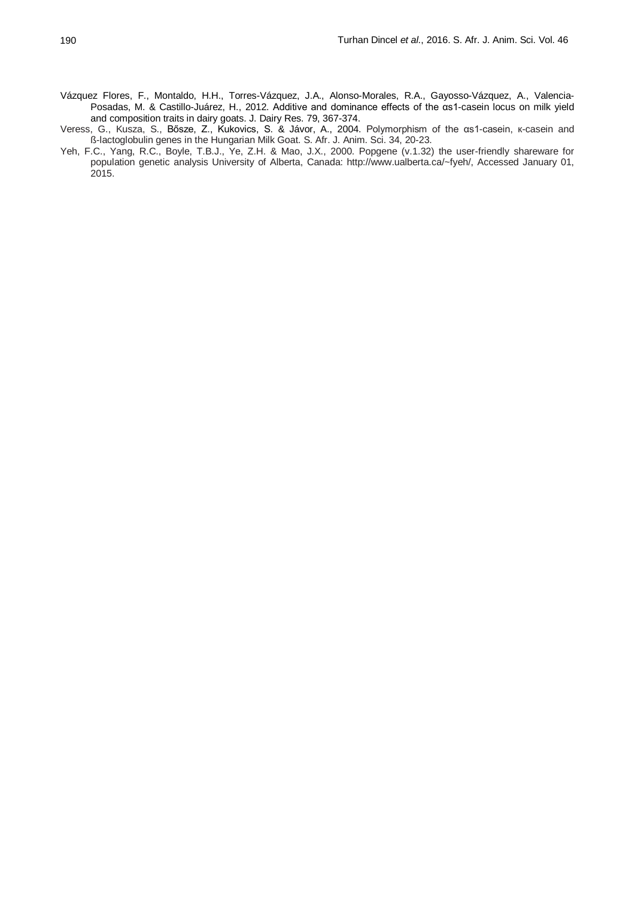Vázquez Flores, F., Montaldo, H.H., Torres-Vázquez, J.A., Alonso-Morales, R.A., Gayosso-Vázquez, A., Valencia-Posadas, M. & Castillo-Juárez, H., 2012. Additive and dominance effects of the αs1-casein locus on milk yield and composition traits in dairy goats. J. Dairy Res. 79, 367-374.

Veress, G., Kusza, S., Bősze, Z., Kukovics, S. & Jávor, A., 2004. Polymorphism of the αs1-casein, κ-casein and ß-lactoglobulin genes in the Hungarian Milk Goat. S. Afr. J. Anim. Sci. 34, 20-23.

Yeh, F.C., Yang, R.C., Boyle, T.B.J., Ye, Z.H. & Mao, J.X., 2000. Popgene (v.1.32) the user-friendly shareware for population genetic analysis University of Alberta, Canada: http://www.ualberta.ca/~fyeh/, Accessed January 01, 2015.